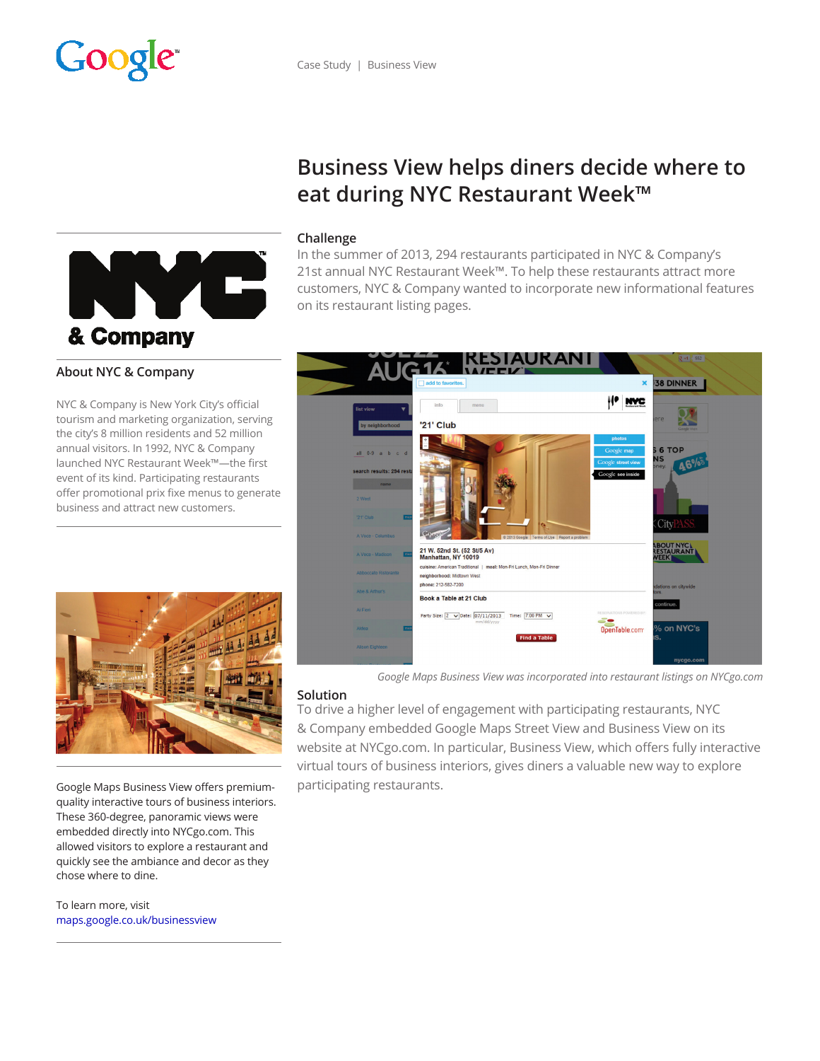Case Study | Business View

# Business View helps diners decide where to eat during NYC Restaurant Week™

## About NYC & Company

NYC & Company is New York City's official tourism and marketing organization, serving the city's 8 million residents and 52 million annual visitors. In 1992, NYC & Company launched NYC Restaurant Week™—the first event of its kind. Participating restaurants offer promotional prix fixe menus to generate business and attract new customers.

Google Maps Business View offers premium-quality interactive tours of business interiors. These 360-degree, panoramic views were embedded directly into NYCgo.com. This allowed visitors to explore a restaurant and quickly see the ambiance and decor as they chose where to dine.

To learn more, visit
maps.google.co.uk/businessview

## Challenge

In the summer of 2013, 294 restaurants participated in NYC & Company's 21st annual NYC Restaurant Week™. To help these restaurants attract more customers, NYC & Company wanted to incorporate new informational features on its restaurant listing pages.

*Google Maps Business View was incorporated into restaurant listings on NYCgo.com*

## Solution

To drive a higher level of engagement with participating restaurants, NYC & Company embedded Google Maps Street View and Business View on its website at NYCgo.com. In particular, Business View, which offers fully interactive virtual tours of business interiors, gives diners a valuable new way to explore participating restaurants.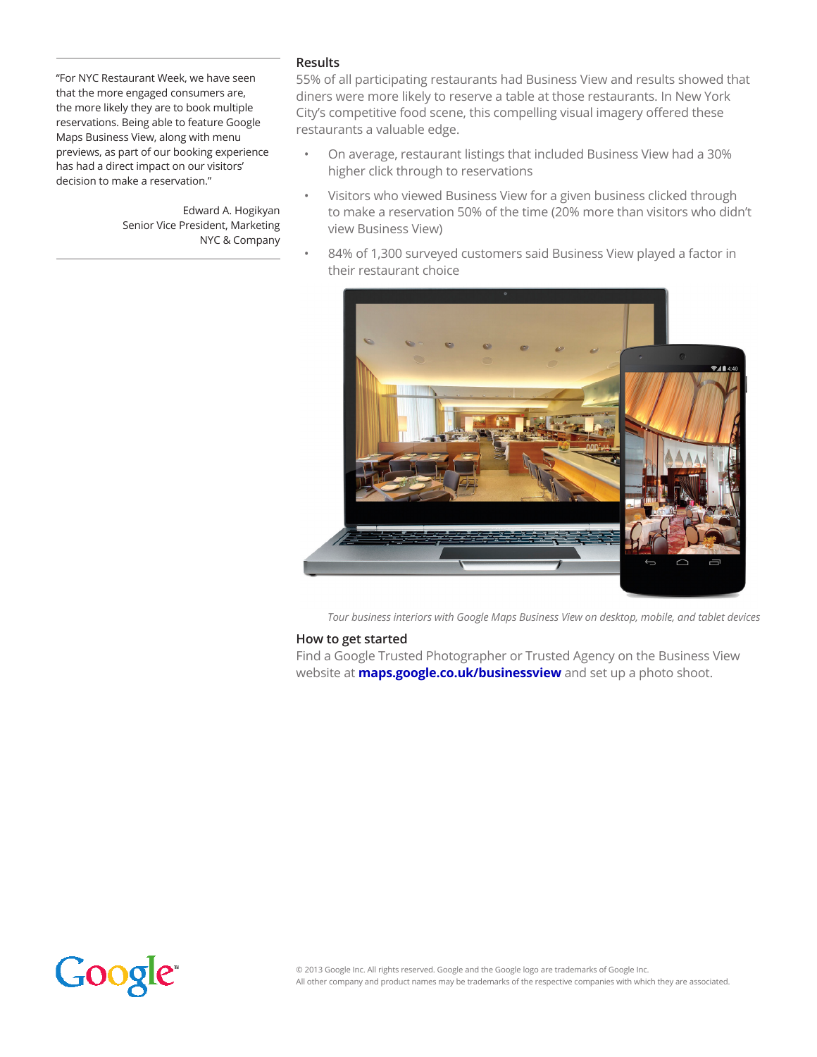"For NYC Restaurant Week, we have seen that the more engaged consumers are, the more likely they are to book multiple reservations. Being able to feature Google Maps Business View, along with menu previews, as part of our booking experience has had a direct impact on our visitors' decision to make a reservation."

Edward A. Hogikyan
Senior Vice President, Marketing
NYC & Company

## Results

55% of all participating restaurants had Business View and results showed that diners were more likely to reserve a table at those restaurants. In New York City's competitive food scene, this compelling visual imagery offered these restaurants a valuable edge.

- On average, restaurant listings that included Business View had a 30% higher click through to reservations
- Visitors who viewed Business View for a given business clicked through to make a reservation 50% of the time (20% more than visitors who didn't view Business View)
- 84% of 1,300 surveyed customers said Business View played a factor in their restaurant choice

*Tour business interiors with Google Maps Business View on desktop, mobile, and tablet devices*

## How to get started

Find a Google Trusted Photographer or Trusted Agency on the Business View website at **maps.google.co.uk/businessview** and set up a photo shoot.

© 2013 Google Inc. All rights reserved. Google and the Google logo are trademarks of Google Inc.
All other company and product names may be trademarks of the respective companies with which they are associated.